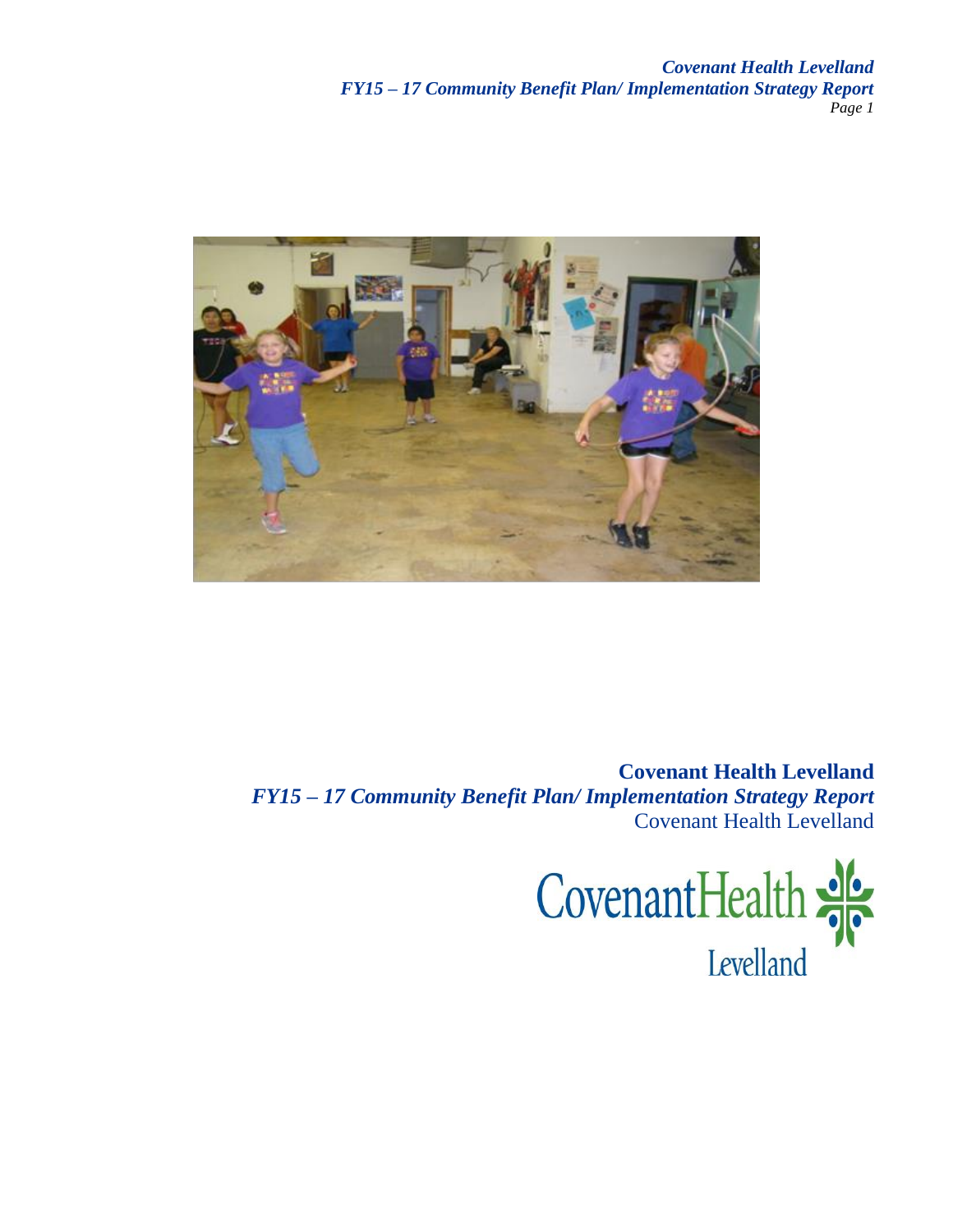**Covenant Health Levelland**

***FY15 – 17 Community Benefit Plan/ Implementation Strategy Report***

Covenant Health Levelland

CovenantHealth Levelland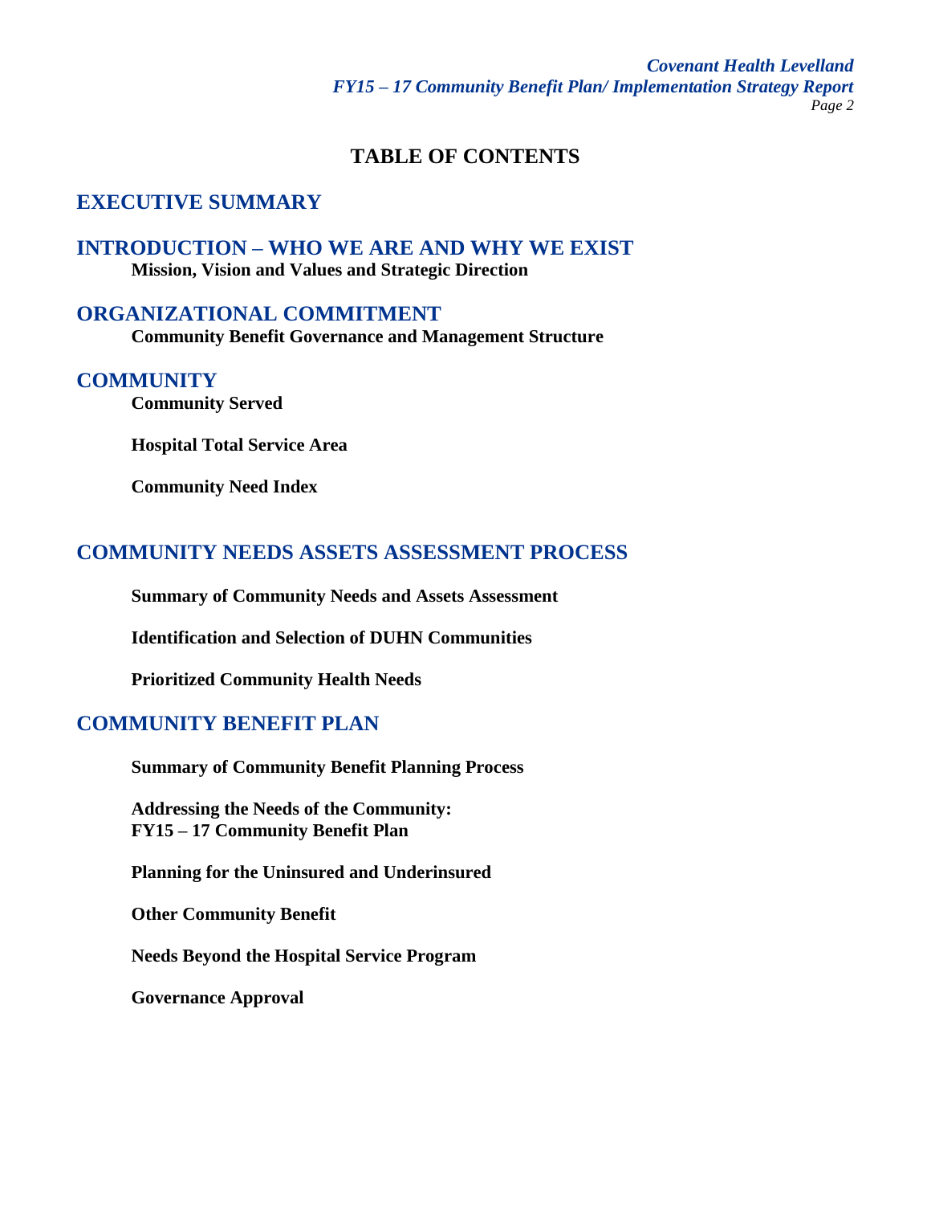# TABLE OF CONTENTS

## EXECUTIVE SUMMARY

## INTRODUCTION – WHO WE ARE AND WHY WE EXIST

**Mission, Vision and Values and Strategic Direction**

## ORGANIZATIONAL COMMITMENT

**Community Benefit Governance and Management Structure**

## COMMUNITY

**Community Served**

**Hospital Total Service Area**

**Community Need Index**

## COMMUNITY NEEDS ASSETS ASSESSMENT PROCESS

**Summary of Community Needs and Assets Assessment**

**Identification and Selection of DUHN Communities**

**Prioritized Community Health Needs**

## COMMUNITY BENEFIT PLAN

**Summary of Community Benefit Planning Process**

**Addressing the Needs of the Community:**
**FY15 – 17 Community Benefit Plan**

**Planning for the Uninsured and Underinsured**

**Other Community Benefit**

**Needs Beyond the Hospital Service Program**

**Governance Approval**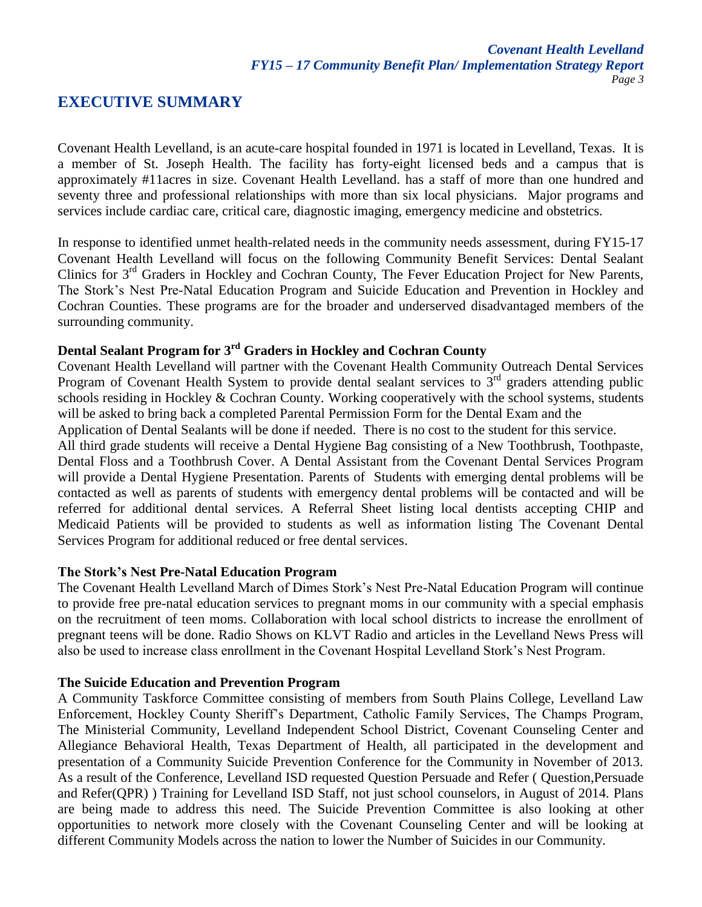## EXECUTIVE SUMMARY

Covenant Health Levelland, is an acute-care hospital founded in 1971 is located in Levelland, Texas. It is a member of St. Joseph Health. The facility has forty-eight licensed beds and a campus that is approximately #11acres in size. Covenant Health Levelland. has a staff of more than one hundred and seventy three and professional relationships with more than six local physicians. Major programs and services include cardiac care, critical care, diagnostic imaging, emergency medicine and obstetrics.

In response to identified unmet health-related needs in the community needs assessment, during FY15-17 Covenant Health Levelland will focus on the following Community Benefit Services: Dental Sealant Clinics for 3rd Graders in Hockley and Cochran County, The Fever Education Project for New Parents, The Stork's Nest Pre-Natal Education Program and Suicide Education and Prevention in Hockley and Cochran Counties. These programs are for the broader and underserved disadvantaged members of the surrounding community.

**Dental Sealant Program for 3rd Graders in Hockley and Cochran County**

Covenant Health Levelland will partner with the Covenant Health Community Outreach Dental Services Program of Covenant Health System to provide dental sealant services to 3rd graders attending public schools residing in Hockley & Cochran County. Working cooperatively with the school systems, students will be asked to bring back a completed Parental Permission Form for the Dental Exam and the Application of Dental Sealants will be done if needed. There is no cost to the student for this service. All third grade students will receive a Dental Hygiene Bag consisting of a New Toothbrush, Toothpaste, Dental Floss and a Toothbrush Cover. A Dental Assistant from the Covenant Dental Services Program will provide a Dental Hygiene Presentation. Parents of Students with emerging dental problems will be contacted as well as parents of students with emergency dental problems will be contacted and will be referred for additional dental services. A Referral Sheet listing local dentists accepting CHIP and Medicaid Patients will be provided to students as well as information listing The Covenant Dental Services Program for additional reduced or free dental services.

**The Stork's Nest Pre-Natal Education Program**

The Covenant Health Levelland March of Dimes Stork's Nest Pre-Natal Education Program will continue to provide free pre-natal education services to pregnant moms in our community with a special emphasis on the recruitment of teen moms. Collaboration with local school districts to increase the enrollment of pregnant teens will be done. Radio Shows on KLVT Radio and articles in the Levelland News Press will also be used to increase class enrollment in the Covenant Hospital Levelland Stork's Nest Program.

**The Suicide Education and Prevention Program**

A Community Taskforce Committee consisting of members from South Plains College, Levelland Law Enforcement, Hockley County Sheriff's Department, Catholic Family Services, The Champs Program, The Ministerial Community, Levelland Independent School District, Covenant Counseling Center and Allegiance Behavioral Health, Texas Department of Health, all participated in the development and presentation of a Community Suicide Prevention Conference for the Community in November of 2013. As a result of the Conference, Levelland ISD requested Question Persuade and Refer ( Question,Persuade and Refer(QPR) ) Training for Levelland ISD Staff, not just school counselors, in August of 2014. Plans are being made to address this need. The Suicide Prevention Committee is also looking at other opportunities to network more closely with the Covenant Counseling Center and will be looking at different Community Models across the nation to lower the Number of Suicides in our Community.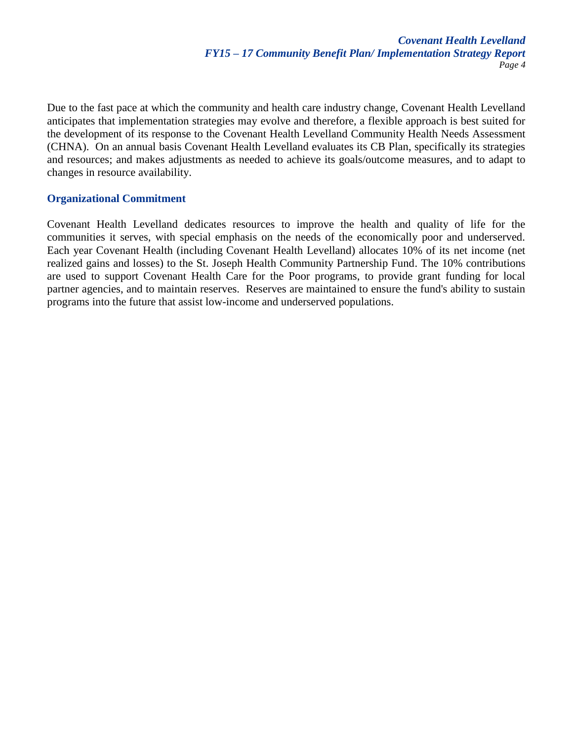Due to the fast pace at which the community and health care industry change, Covenant Health Levelland anticipates that implementation strategies may evolve and therefore, a flexible approach is best suited for the development of its response to the Covenant Health Levelland Community Health Needs Assessment (CHNA). On an annual basis Covenant Health Levelland evaluates its CB Plan, specifically its strategies and resources; and makes adjustments as needed to achieve its goals/outcome measures, and to adapt to changes in resource availability.

## Organizational Commitment

Covenant Health Levelland dedicates resources to improve the health and quality of life for the communities it serves, with special emphasis on the needs of the economically poor and underserved. Each year Covenant Health (including Covenant Health Levelland) allocates 10% of its net income (net realized gains and losses) to the St. Joseph Health Community Partnership Fund. The 10% contributions are used to support Covenant Health Care for the Poor programs, to provide grant funding for local partner agencies, and to maintain reserves. Reserves are maintained to ensure the fund's ability to sustain programs into the future that assist low-income and underserved populations.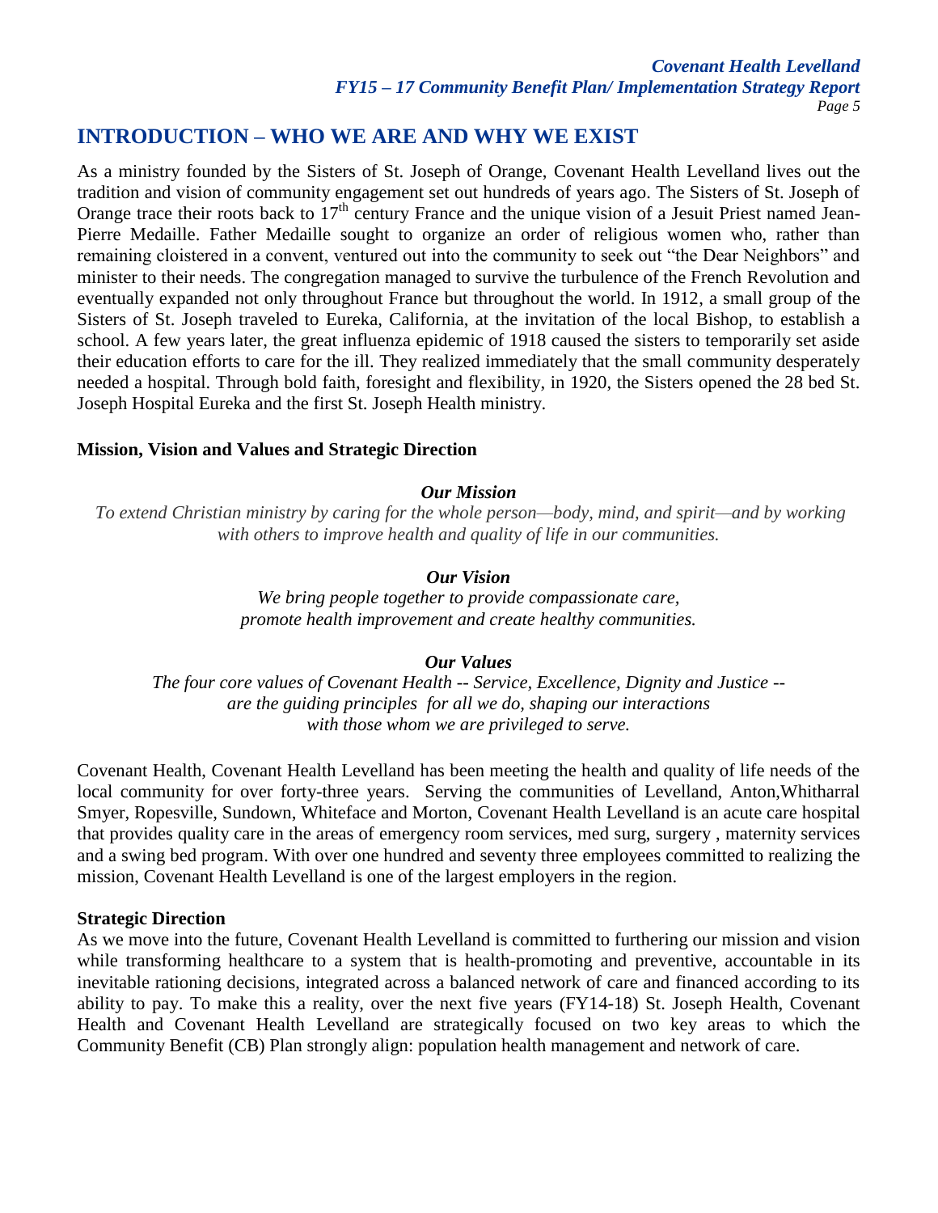## INTRODUCTION – WHO WE ARE AND WHY WE EXIST

As a ministry founded by the Sisters of St. Joseph of Orange, Covenant Health Levelland lives out the tradition and vision of community engagement set out hundreds of years ago. The Sisters of St. Joseph of Orange trace their roots back to 17th century France and the unique vision of a Jesuit Priest named Jean-Pierre Medaille. Father Medaille sought to organize an order of religious women who, rather than remaining cloistered in a convent, ventured out into the community to seek out "the Dear Neighbors" and minister to their needs. The congregation managed to survive the turbulence of the French Revolution and eventually expanded not only throughout France but throughout the world. In 1912, a small group of the Sisters of St. Joseph traveled to Eureka, California, at the invitation of the local Bishop, to establish a school. A few years later, the great influenza epidemic of 1918 caused the sisters to temporarily set aside their education efforts to care for the ill. They realized immediately that the small community desperately needed a hospital. Through bold faith, foresight and flexibility, in 1920, the Sisters opened the 28 bed St. Joseph Hospital Eureka and the first St. Joseph Health ministry.

### Mission, Vision and Values and Strategic Direction

***Our Mission***

*To extend Christian ministry by caring for the whole person—body, mind, and spirit—and by working with others to improve health and quality of life in our communities.*

***Our Vision***

*We bring people together to provide compassionate care, promote health improvement and create healthy communities.*

***Our Values***

*The four core values of Covenant Health -- Service, Excellence, Dignity and Justice -- are the guiding principles for all we do, shaping our interactions with those whom we are privileged to serve.*

Covenant Health, Covenant Health Levelland has been meeting the health and quality of life needs of the local community for over forty-three years. Serving the communities of Levelland, Anton,Whitharral Smyer, Ropesville, Sundown, Whiteface and Morton, Covenant Health Levelland is an acute care hospital that provides quality care in the areas of emergency room services, med surg, surgery , maternity services and a swing bed program. With over one hundred and seventy three employees committed to realizing the mission, Covenant Health Levelland is one of the largest employers in the region.

### Strategic Direction

As we move into the future, Covenant Health Levelland is committed to furthering our mission and vision while transforming healthcare to a system that is health-promoting and preventive, accountable in its inevitable rationing decisions, integrated across a balanced network of care and financed according to its ability to pay. To make this a reality, over the next five years (FY14-18) St. Joseph Health, Covenant Health and Covenant Health Levelland are strategically focused on two key areas to which the Community Benefit (CB) Plan strongly align: population health management and network of care.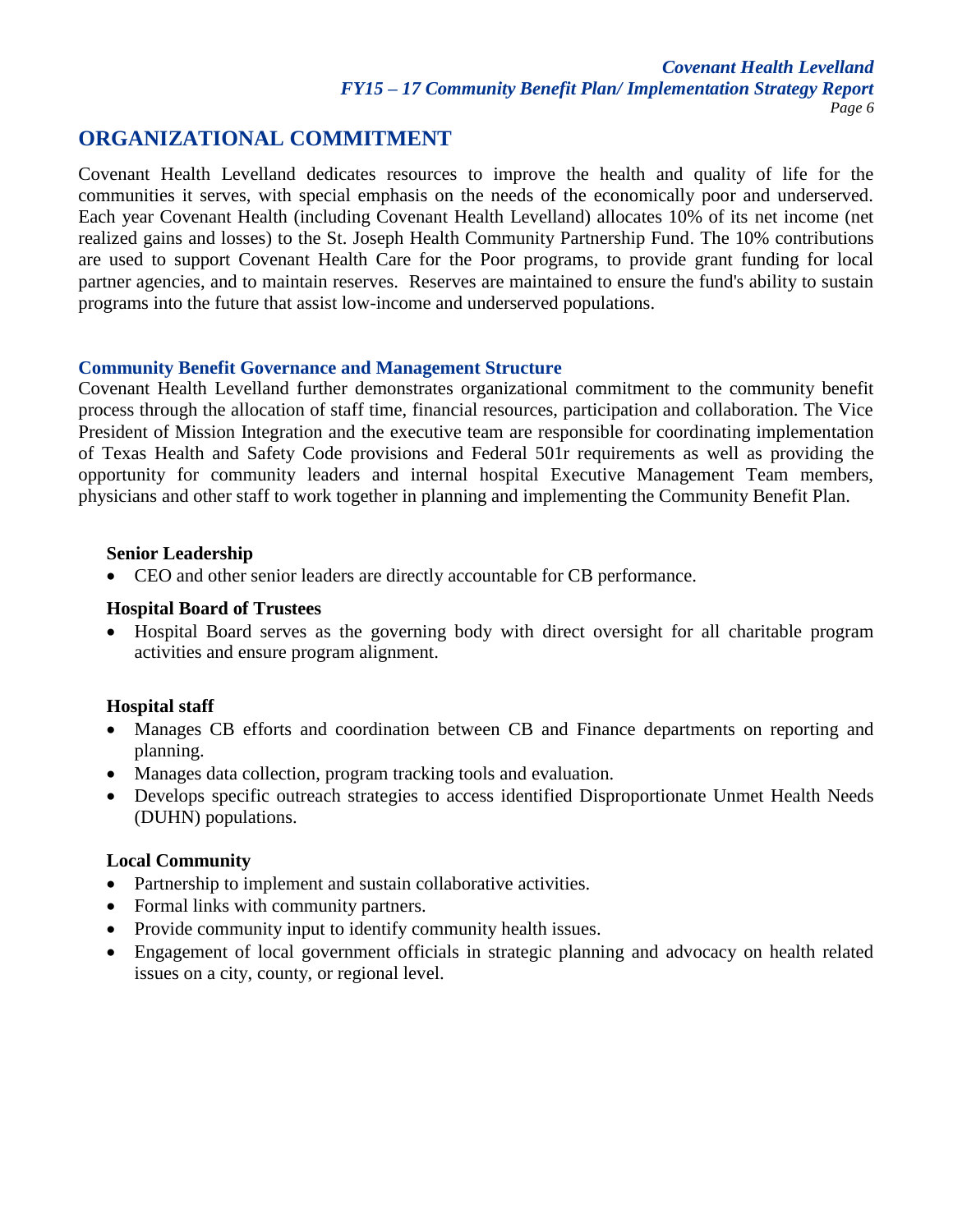## ORGANIZATIONAL COMMITMENT

Covenant Health Levelland dedicates resources to improve the health and quality of life for the communities it serves, with special emphasis on the needs of the economically poor and underserved. Each year Covenant Health (including Covenant Health Levelland) allocates 10% of its net income (net realized gains and losses) to the St. Joseph Health Community Partnership Fund. The 10% contributions are used to support Covenant Health Care for the Poor programs, to provide grant funding for local partner agencies, and to maintain reserves. Reserves are maintained to ensure the fund's ability to sustain programs into the future that assist low-income and underserved populations.

### Community Benefit Governance and Management Structure

Covenant Health Levelland further demonstrates organizational commitment to the community benefit process through the allocation of staff time, financial resources, participation and collaboration. The Vice President of Mission Integration and the executive team are responsible for coordinating implementation of Texas Health and Safety Code provisions and Federal 501r requirements as well as providing the opportunity for community leaders and internal hospital Executive Management Team members, physicians and other staff to work together in planning and implementing the Community Benefit Plan.

**Senior Leadership**

- CEO and other senior leaders are directly accountable for CB performance.

**Hospital Board of Trustees**

- Hospital Board serves as the governing body with direct oversight for all charitable program activities and ensure program alignment.

**Hospital staff**

- Manages CB efforts and coordination between CB and Finance departments on reporting and planning.
- Manages data collection, program tracking tools and evaluation.
- Develops specific outreach strategies to access identified Disproportionate Unmet Health Needs (DUHN) populations.

**Local Community**

- Partnership to implement and sustain collaborative activities.
- Formal links with community partners.
- Provide community input to identify community health issues.
- Engagement of local government officials in strategic planning and advocacy on health related issues on a city, county, or regional level.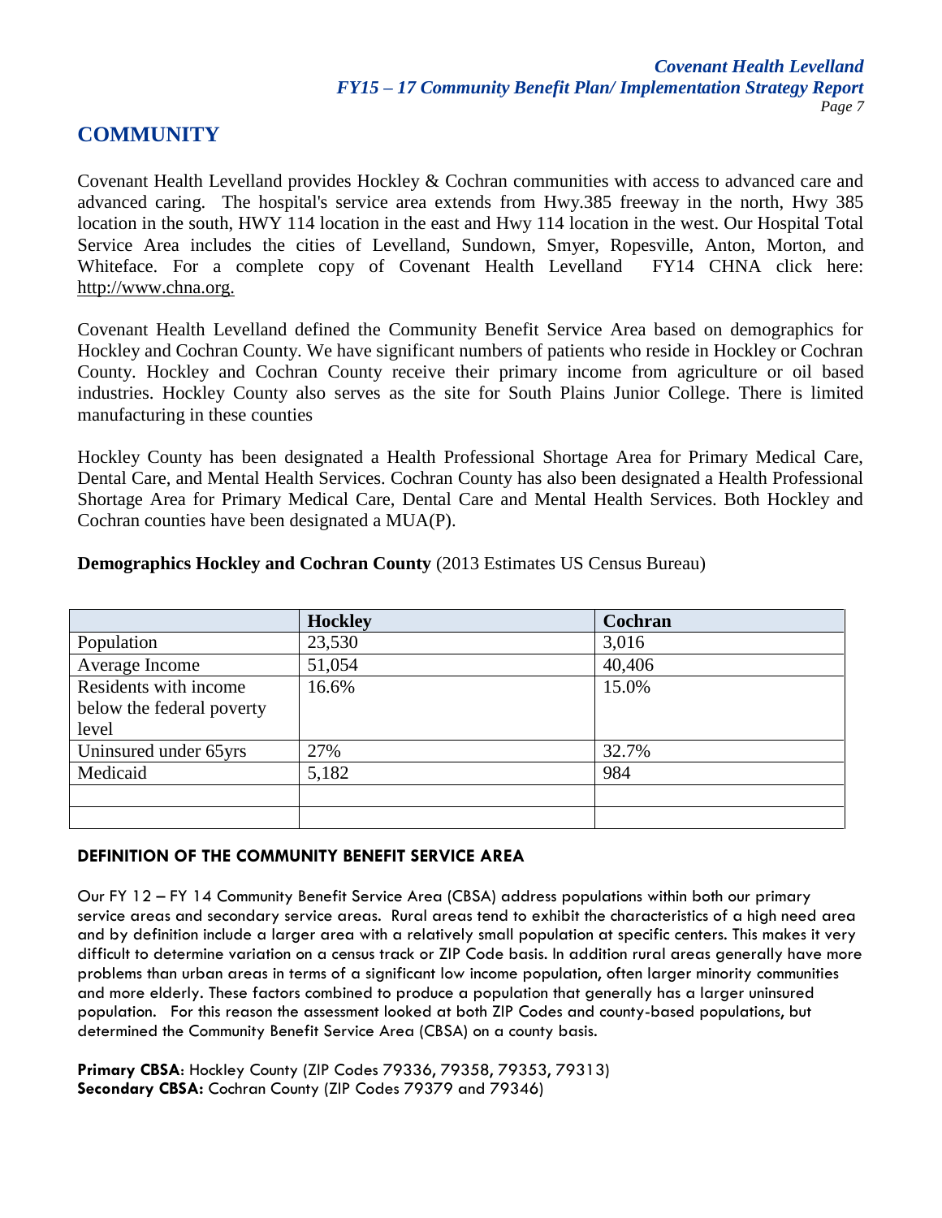## COMMUNITY

Covenant Health Levelland provides Hockley & Cochran communities with access to advanced care and advanced caring. The hospital's service area extends from Hwy.385 freeway in the north, Hwy 385 location in the south, HWY 114 location in the east and Hwy 114 location in the west. Our Hospital Total Service Area includes the cities of Levelland, Sundown, Smyer, Ropesville, Anton, Morton, and Whiteface. For a complete copy of Covenant Health Levelland FY14 CHNA click here: http://www.chna.org.

Covenant Health Levelland defined the Community Benefit Service Area based on demographics for Hockley and Cochran County. We have significant numbers of patients who reside in Hockley or Cochran County. Hockley and Cochran County receive their primary income from agriculture or oil based industries. Hockley County also serves as the site for South Plains Junior College. There is limited manufacturing in these counties

Hockley County has been designated a Health Professional Shortage Area for Primary Medical Care, Dental Care, and Mental Health Services. Cochran County has also been designated a Health Professional Shortage Area for Primary Medical Care, Dental Care and Mental Health Services. Both Hockley and Cochran counties have been designated a MUA(P).

**Demographics Hockley and Cochran County** (2013 Estimates US Census Bureau)

| | **Hockley** | **Cochran** |
|---|---|---|
| Population | 23,530 | 3,016 |
| Average Income | 51,054 | 40,406 |
| Residents with income below the federal poverty level | 16.6% | 15.0% |
| Uninsured under 65yrs | 27% | 32.7% |
| Medicaid | 5,182 | 984 |
| | | |
| | | |

### DEFINITION OF THE COMMUNITY BENEFIT SERVICE AREA

Our FY 12 – FY 14 Community Benefit Service Area (CBSA) address populations within both our primary service areas and secondary service areas. Rural areas tend to exhibit the characteristics of a high need area and by definition include a larger area with a relatively small population at specific centers. This makes it very difficult to determine variation on a census track or ZIP Code basis. In addition rural areas generally have more problems than urban areas in terms of a significant low income population, often larger minority communities and more elderly. These factors combined to produce a population that generally has a larger uninsured population. For this reason the assessment looked at both ZIP Codes and county-based populations, but determined the Community Benefit Service Area (CBSA) on a county basis.

**Primary CBSA**: Hockley County (ZIP Codes 79336, 79358, 79353, 79313)
**Secondary CBSA:** Cochran County (ZIP Codes 79379 and 79346)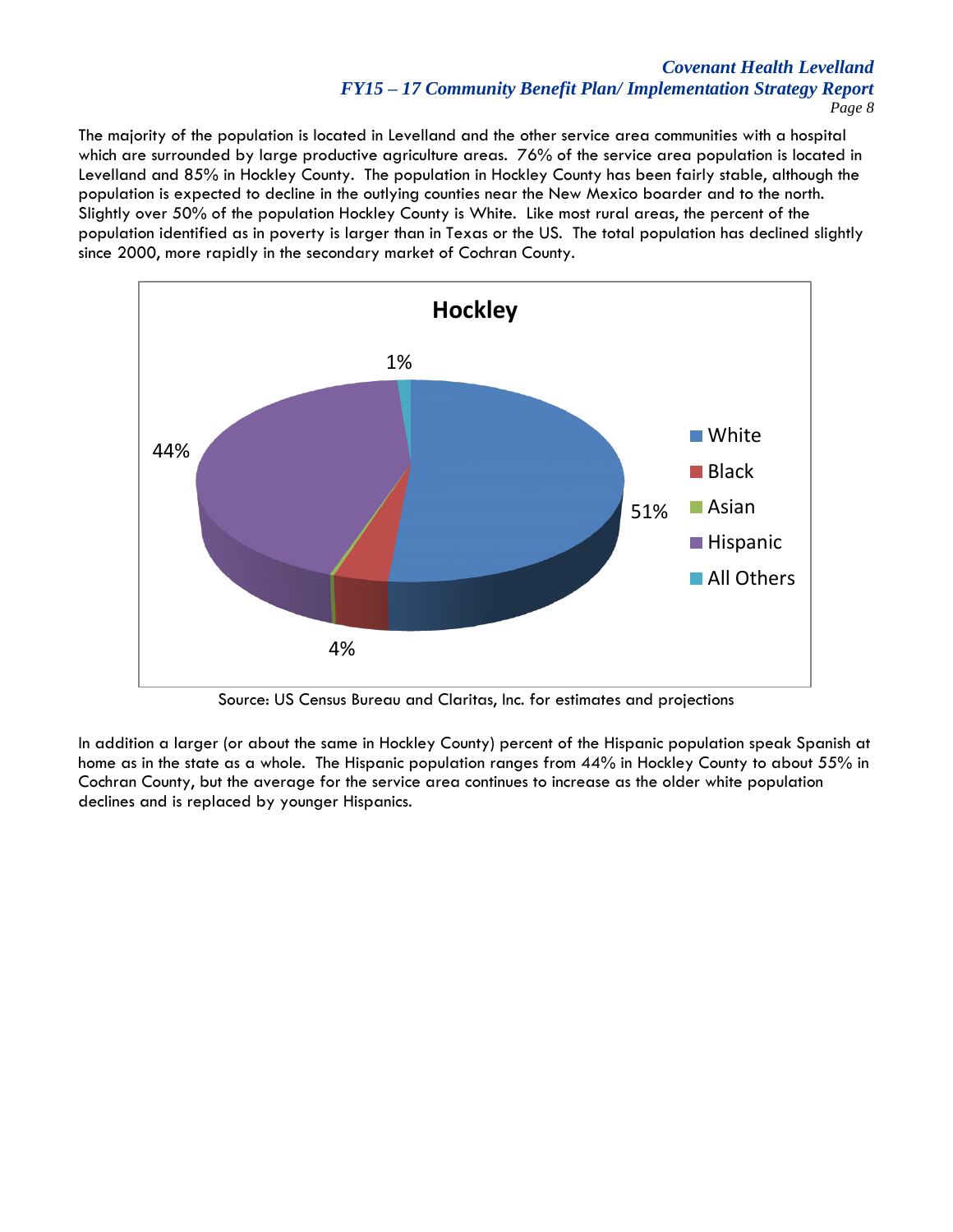The majority of the population is located in Levelland and the other service area communities with a hospital which are surrounded by large productive agriculture areas. 76% of the service area population is located in Levelland and 85% in Hockley County. The population in Hockley County has been fairly stable, although the population is expected to decline in the outlying counties near the New Mexico boarder and to the north. Slightly over 50% of the population Hockley County is White. Like most rural areas, the percent of the population identified as in poverty is larger than in Texas or the US. The total population has declined slightly since 2000, more rapidly in the secondary market of Cochran County.

**Hockley**

| Group | Percent |
|---|---|
| White | 51% |
| Black | 4% |
| Asian | |
| Hispanic | 44% |
| All Others | 1% |

Source: US Census Bureau and Claritas, Inc. for estimates and projections

In addition a larger (or about the same in Hockley County) percent of the Hispanic population speak Spanish at home as in the state as a whole. The Hispanic population ranges from 44% in Hockley County to about 55% in Cochran County, but the average for the service area continues to increase as the older white population declines and is replaced by younger Hispanics.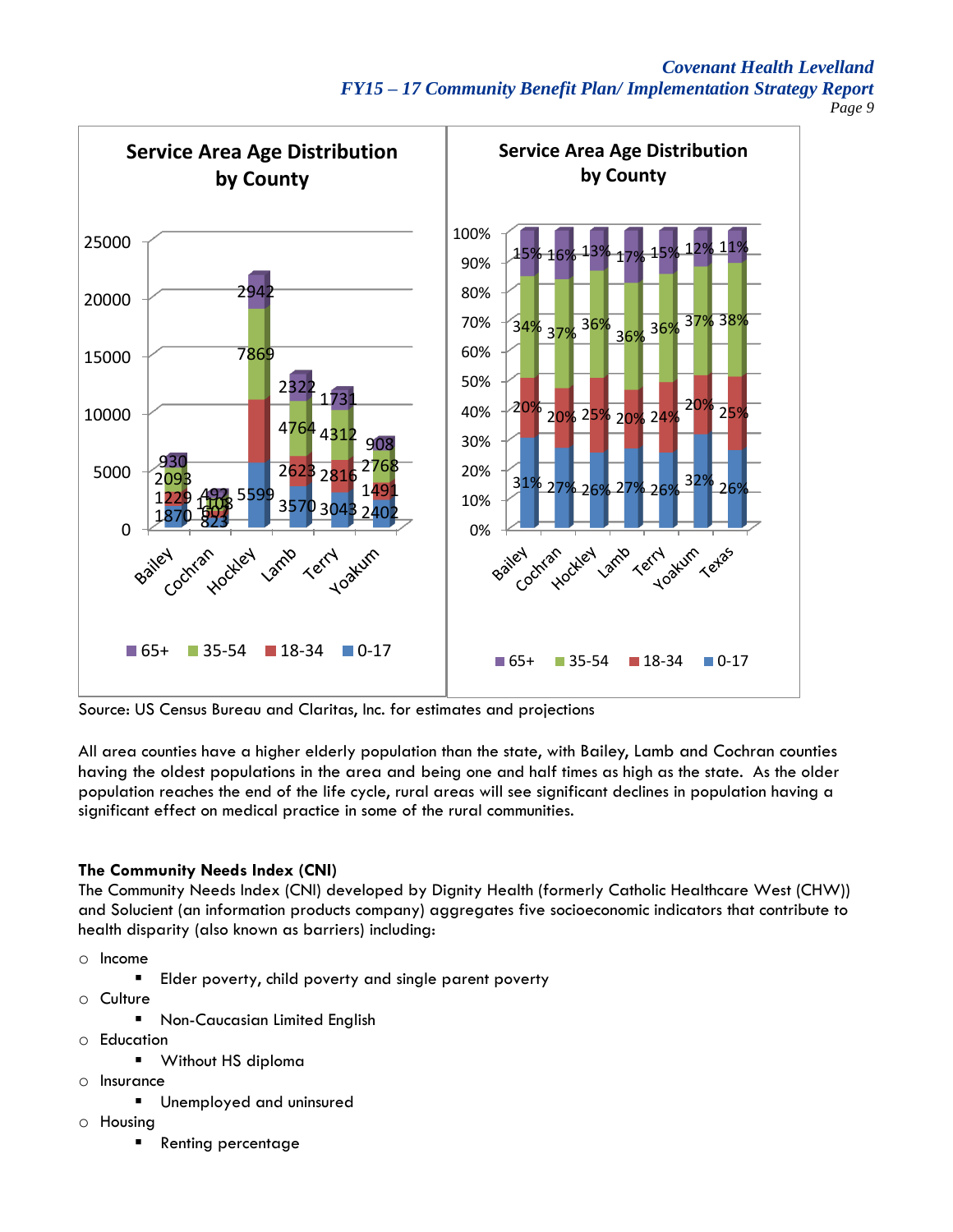Source: US Census Bureau and Claritas, Inc. for estimates and projections

All area counties have a higher elderly population than the state, with Bailey, Lamb and Cochran counties having the oldest populations in the area and being one and half times as high as the state. As the older population reaches the end of the life cycle, rural areas will see significant declines in population having a significant effect on medical practice in some of the rural communities.

**The Community Needs Index (CNI)**

The Community Needs Index (CNI) developed by Dignity Health (formerly Catholic Healthcare West (CHW)) and Solucient (an information products company) aggregates five socioeconomic indicators that contribute to health disparity (also known as barriers) including:

- Income
  - Elder poverty, child poverty and single parent poverty
- Culture
  - Non-Caucasian Limited English
- Education
  - Without HS diploma
- Insurance
  - Unemployed and uninsured
- Housing
  - Renting percentage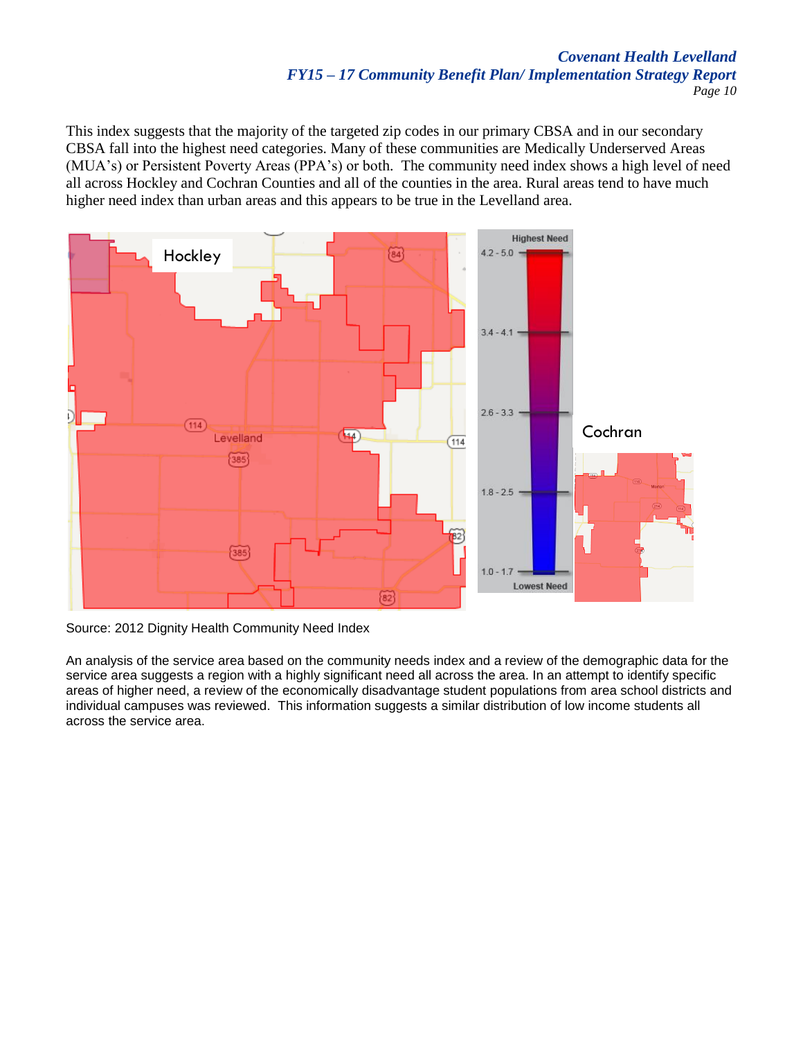This index suggests that the majority of the targeted zip codes in our primary CBSA and in our secondary CBSA fall into the highest need categories. Many of these communities are Medically Underserved Areas (MUA's) or Persistent Poverty Areas (PPA's) or both. The community need index shows a high level of need all across Hockley and Cochran Counties and all of the counties in the area. Rural areas tend to have much higher need index than urban areas and this appears to be true in the Levelland area.

Source: 2012 Dignity Health Community Need Index

An analysis of the service area based on the community needs index and a review of the demographic data for the service area suggests a region with a highly significant need all across the area. In an attempt to identify specific areas of higher need, a review of the economically disadvantage student populations from area school districts and individual campuses was reviewed. This information suggests a similar distribution of low income students all across the service area.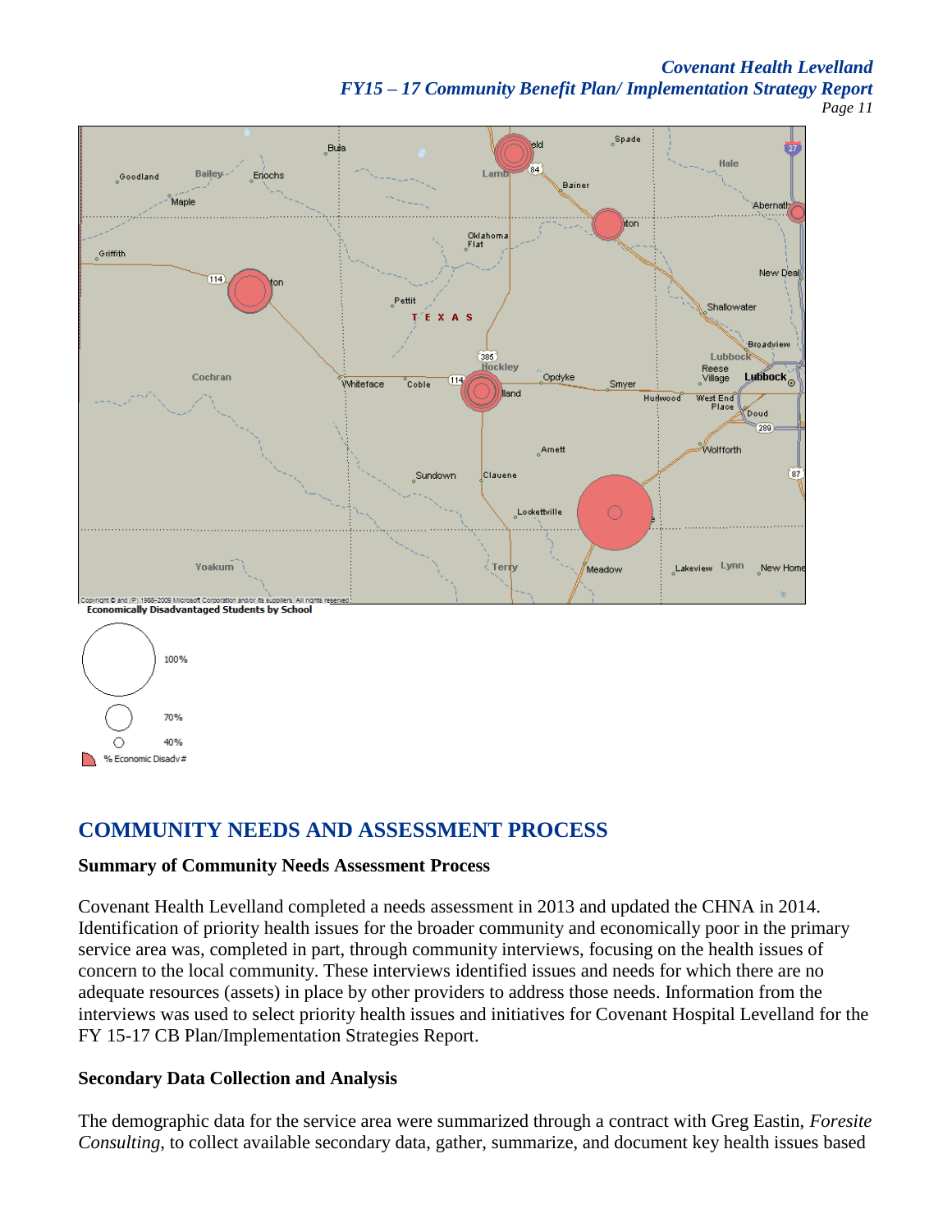Economically Disadvantaged Students by School

100%

70%

40%

% Economic Disadv#

## COMMUNITY NEEDS AND ASSESSMENT PROCESS

**Summary of Community Needs Assessment Process**

Covenant Health Levelland completed a needs assessment in 2013 and updated the CHNA in 2014. Identification of priority health issues for the broader community and economically poor in the primary service area was, completed in part, through community interviews, focusing on the health issues of concern to the local community. These interviews identified issues and needs for which there are no adequate resources (assets) in place by other providers to address those needs. Information from the interviews was used to select priority health issues and initiatives for Covenant Hospital Levelland for the FY 15-17 CB Plan/Implementation Strategies Report.

**Secondary Data Collection and Analysis**

The demographic data for the service area were summarized through a contract with Greg Eastin, *Foresite Consulting*, to collect available secondary data, gather, summarize, and document key health issues based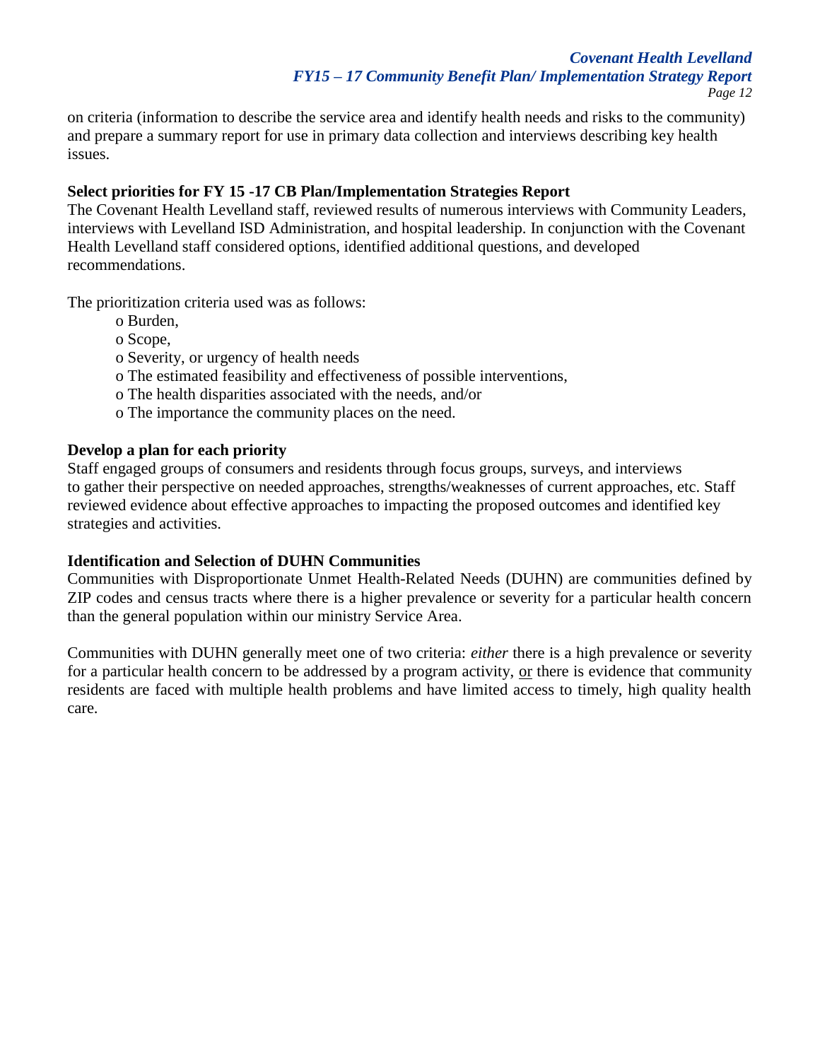on criteria (information to describe the service area and identify health needs and risks to the community) and prepare a summary report for use in primary data collection and interviews describing key health issues.

**Select priorities for FY 15 -17 CB Plan/Implementation Strategies Report**

The Covenant Health Levelland staff, reviewed results of numerous interviews with Community Leaders, interviews with Levelland ISD Administration, and hospital leadership. In conjunction with the Covenant Health Levelland staff considered options, identified additional questions, and developed recommendations.

The prioritization criteria used was as follows:

- o Burden,
- o Scope,
- o Severity, or urgency of health needs
- o The estimated feasibility and effectiveness of possible interventions,
- o The health disparities associated with the needs, and/or
- o The importance the community places on the need.

**Develop a plan for each priority**

Staff engaged groups of consumers and residents through focus groups, surveys, and interviews to gather their perspective on needed approaches, strengths/weaknesses of current approaches, etc. Staff reviewed evidence about effective approaches to impacting the proposed outcomes and identified key strategies and activities.

**Identification and Selection of DUHN Communities**

Communities with Disproportionate Unmet Health-Related Needs (DUHN) are communities defined by ZIP codes and census tracts where there is a higher prevalence or severity for a particular health concern than the general population within our ministry Service Area.

Communities with DUHN generally meet one of two criteria: *either* there is a high prevalence or severity for a particular health concern to be addressed by a program activity, <u>or</u> there is evidence that community residents are faced with multiple health problems and have limited access to timely, high quality health care.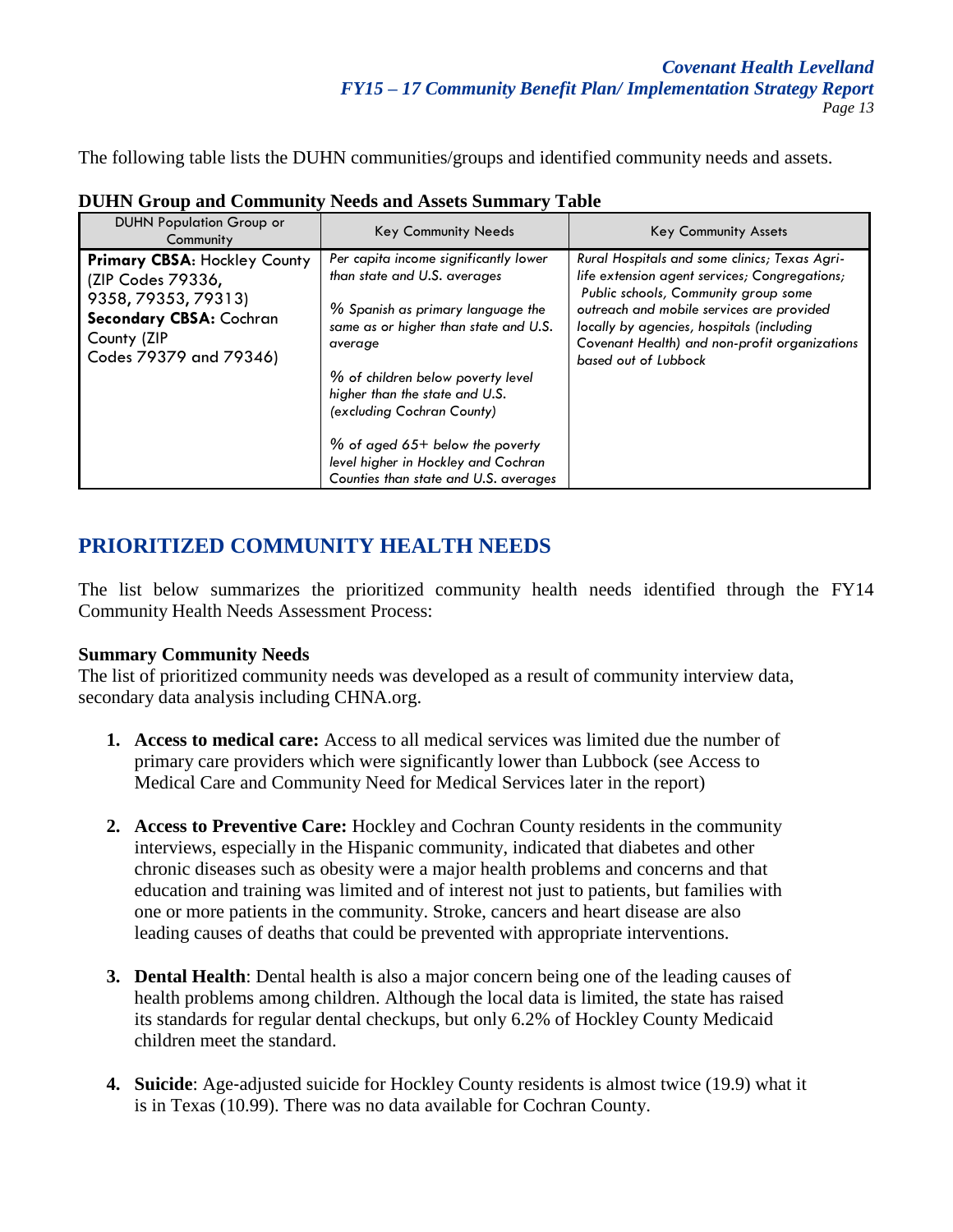The following table lists the DUHN communities/groups and identified community needs and assets.

**DUHN Group and Community Needs and Assets Summary Table**

| DUHN Population Group or Community | Key Community Needs | Key Community Assets |
|---|---|---|
| **Primary CBSA:** Hockley County (ZIP Codes 79336, 9358, 79353, 79313) **Secondary CBSA:** Cochran County (ZIP Codes 79379 and 79346) | *Per capita income significantly lower than state and U.S. averages*<br><br>*% Spanish as primary language the same as or higher than state and U.S. average*<br><br>*% of children below poverty level higher than the state and U.S. (excluding Cochran County)*<br><br>*% of aged 65+ below the poverty level higher in Hockley and Cochran Counties than state and U.S. averages* | *Rural Hospitals and some clinics; Texas Agri-life extension agent services; Congregations; Public schools, Community group some outreach and mobile services are provided locally by agencies, hospitals (including Covenant Health) and non-profit organizations based out of Lubbock* |

## PRIORITIZED COMMUNITY HEALTH NEEDS

The list below summarizes the prioritized community health needs identified through the FY14 Community Health Needs Assessment Process:

**Summary Community Needs**

The list of prioritized community needs was developed as a result of community interview data, secondary data analysis including CHNA.org.

1. **Access to medical care:** Access to all medical services was limited due the number of primary care providers which were significantly lower than Lubbock (see Access to Medical Care and Community Need for Medical Services later in the report)

2. **Access to Preventive Care:** Hockley and Cochran County residents in the community interviews, especially in the Hispanic community, indicated that diabetes and other chronic diseases such as obesity were a major health problems and concerns and that education and training was limited and of interest not just to patients, but families with one or more patients in the community. Stroke, cancers and heart disease are also leading causes of deaths that could be prevented with appropriate interventions.

3. **Dental Health**: Dental health is also a major concern being one of the leading causes of health problems among children. Although the local data is limited, the state has raised its standards for regular dental checkups, but only 6.2% of Hockley County Medicaid children meet the standard.

4. **Suicide**: Age-adjusted suicide for Hockley County residents is almost twice (19.9) what it is in Texas (10.99). There was no data available for Cochran County.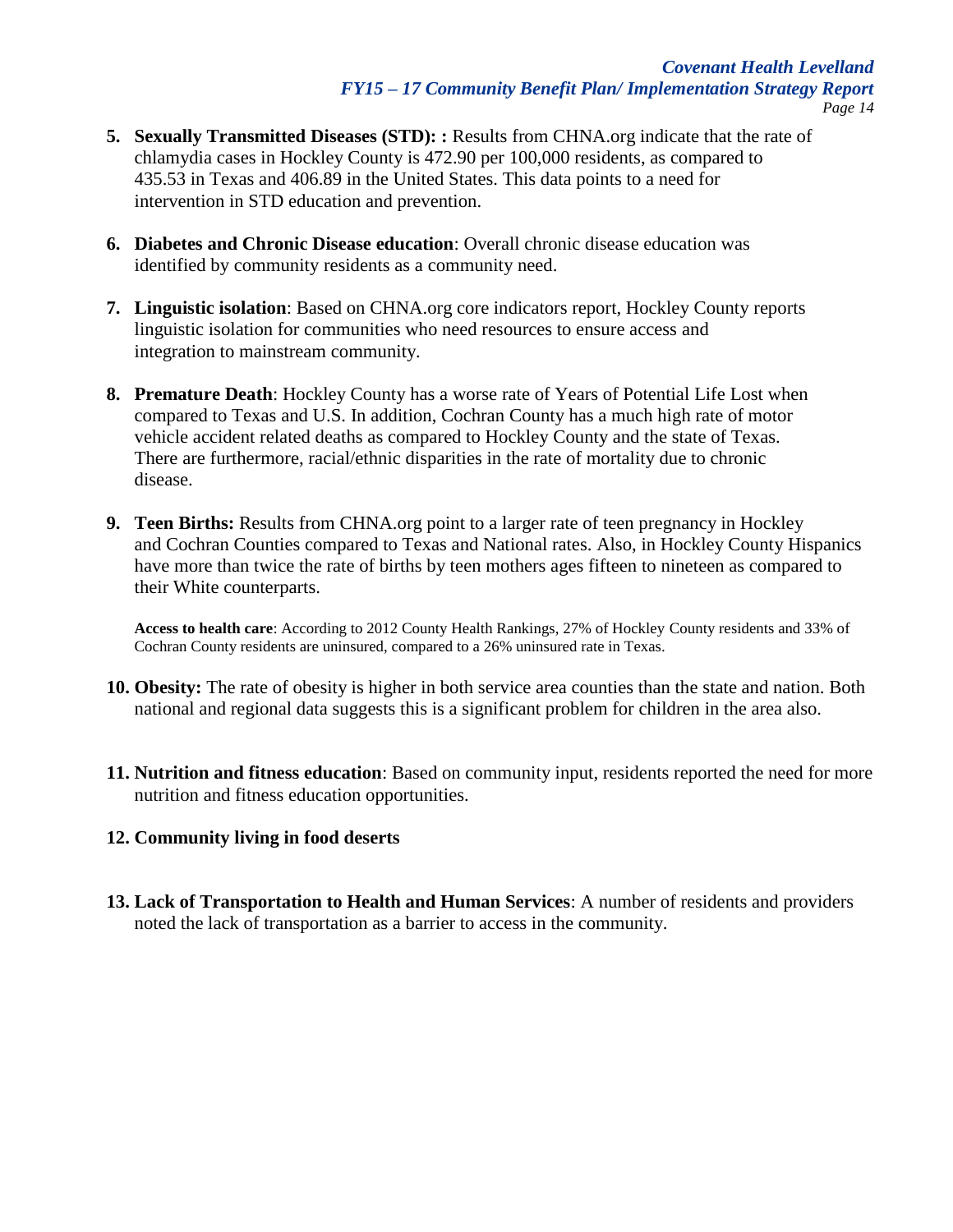5. **Sexually Transmitted Diseases (STD): :** Results from CHNA.org indicate that the rate of chlamydia cases in Hockley County is 472.90 per 100,000 residents, as compared to 435.53 in Texas and 406.89 in the United States. This data points to a need for intervention in STD education and prevention.

6. **Diabetes and Chronic Disease education**: Overall chronic disease education was identified by community residents as a community need.

7. **Linguistic isolation**: Based on CHNA.org core indicators report, Hockley County reports linguistic isolation for communities who need resources to ensure access and integration to mainstream community.

8. **Premature Death**: Hockley County has a worse rate of Years of Potential Life Lost when compared to Texas and U.S. In addition, Cochran County has a much high rate of motor vehicle accident related deaths as compared to Hockley County and the state of Texas. There are furthermore, racial/ethnic disparities in the rate of mortality due to chronic disease.

9. **Teen Births:** Results from CHNA.org point to a larger rate of teen pregnancy in Hockley and Cochran Counties compared to Texas and National rates. Also, in Hockley County Hispanics have more than twice the rate of births by teen mothers ages fifteen to nineteen as compared to their White counterparts.

   **Access to health care**: According to 2012 County Health Rankings, 27% of Hockley County residents and 33% of Cochran County residents are uninsured, compared to a 26% uninsured rate in Texas.

10. **Obesity:** The rate of obesity is higher in both service area counties than the state and nation. Both national and regional data suggests this is a significant problem for children in the area also.

11. **Nutrition and fitness education**: Based on community input, residents reported the need for more nutrition and fitness education opportunities.

12. **Community living in food deserts**

13. **Lack of Transportation to Health and Human Services**: A number of residents and providers noted the lack of transportation as a barrier to access in the community.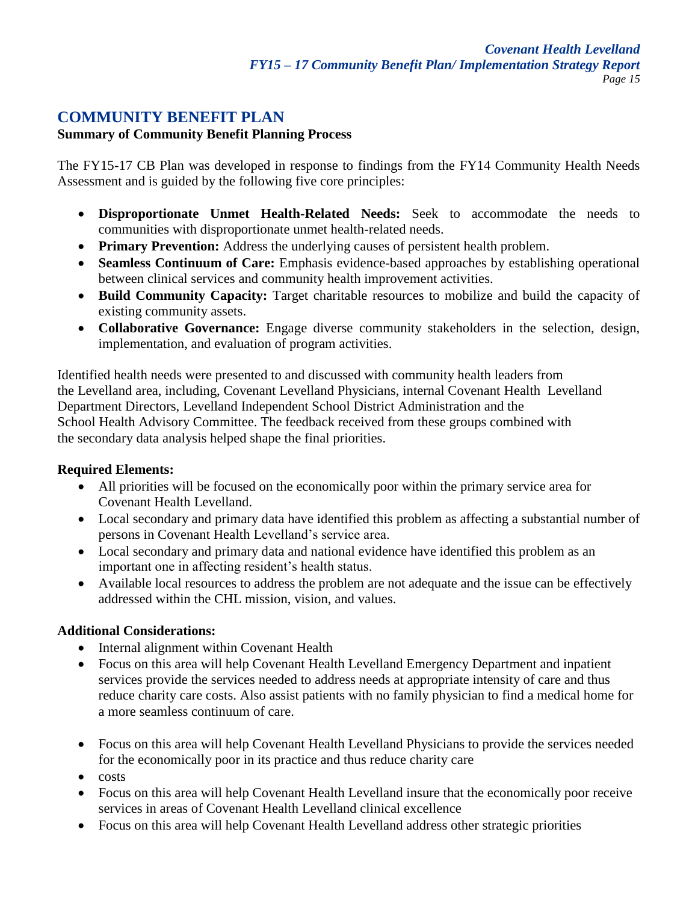## COMMUNITY BENEFIT PLAN

**Summary of Community Benefit Planning Process**

The FY15-17 CB Plan was developed in response to findings from the FY14 Community Health Needs Assessment and is guided by the following five core principles:

- **Disproportionate Unmet Health-Related Needs:** Seek to accommodate the needs to communities with disproportionate unmet health-related needs.
- **Primary Prevention:** Address the underlying causes of persistent health problem.
- **Seamless Continuum of Care:** Emphasis evidence-based approaches by establishing operational between clinical services and community health improvement activities.
- **Build Community Capacity:** Target charitable resources to mobilize and build the capacity of existing community assets.
- **Collaborative Governance:** Engage diverse community stakeholders in the selection, design, implementation, and evaluation of program activities.

Identified health needs were presented to and discussed with community health leaders from the Levelland area, including, Covenant Levelland Physicians, internal Covenant Health Levelland Department Directors, Levelland Independent School District Administration and the School Health Advisory Committee. The feedback received from these groups combined with the secondary data analysis helped shape the final priorities.

**Required Elements:**

- All priorities will be focused on the economically poor within the primary service area for Covenant Health Levelland.
- Local secondary and primary data have identified this problem as affecting a substantial number of persons in Covenant Health Levelland's service area.
- Local secondary and primary data and national evidence have identified this problem as an important one in affecting resident's health status.
- Available local resources to address the problem are not adequate and the issue can be effectively addressed within the CHL mission, vision, and values.

**Additional Considerations:**

- Internal alignment within Covenant Health
- Focus on this area will help Covenant Health Levelland Emergency Department and inpatient services provide the services needed to address needs at appropriate intensity of care and thus reduce charity care costs. Also assist patients with no family physician to find a medical home for a more seamless continuum of care.
- Focus on this area will help Covenant Health Levelland Physicians to provide the services needed for the economically poor in its practice and thus reduce charity care
- costs
- Focus on this area will help Covenant Health Levelland insure that the economically poor receive services in areas of Covenant Health Levelland clinical excellence
- Focus on this area will help Covenant Health Levelland address other strategic priorities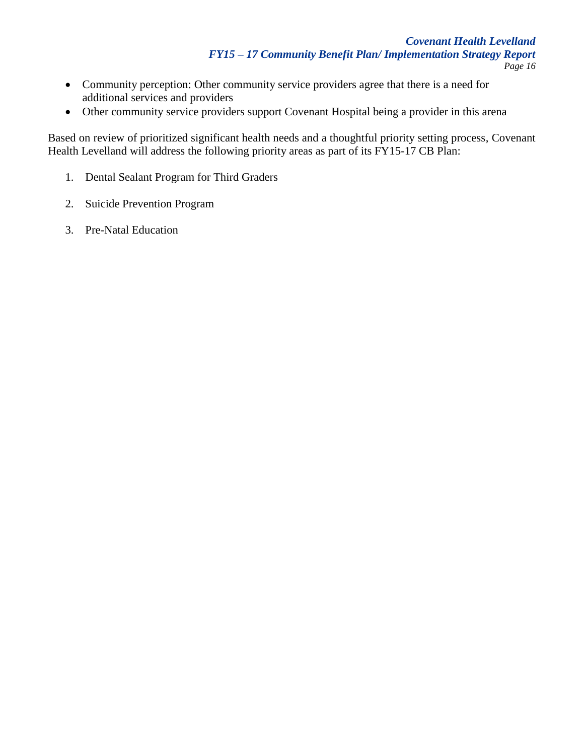- Community perception: Other community service providers agree that there is a need for additional services and providers
- Other community service providers support Covenant Hospital being a provider in this arena

Based on review of prioritized significant health needs and a thoughtful priority setting process, Covenant Health Levelland will address the following priority areas as part of its FY15-17 CB Plan:

1. Dental Sealant Program for Third Graders
2. Suicide Prevention Program
3. Pre-Natal Education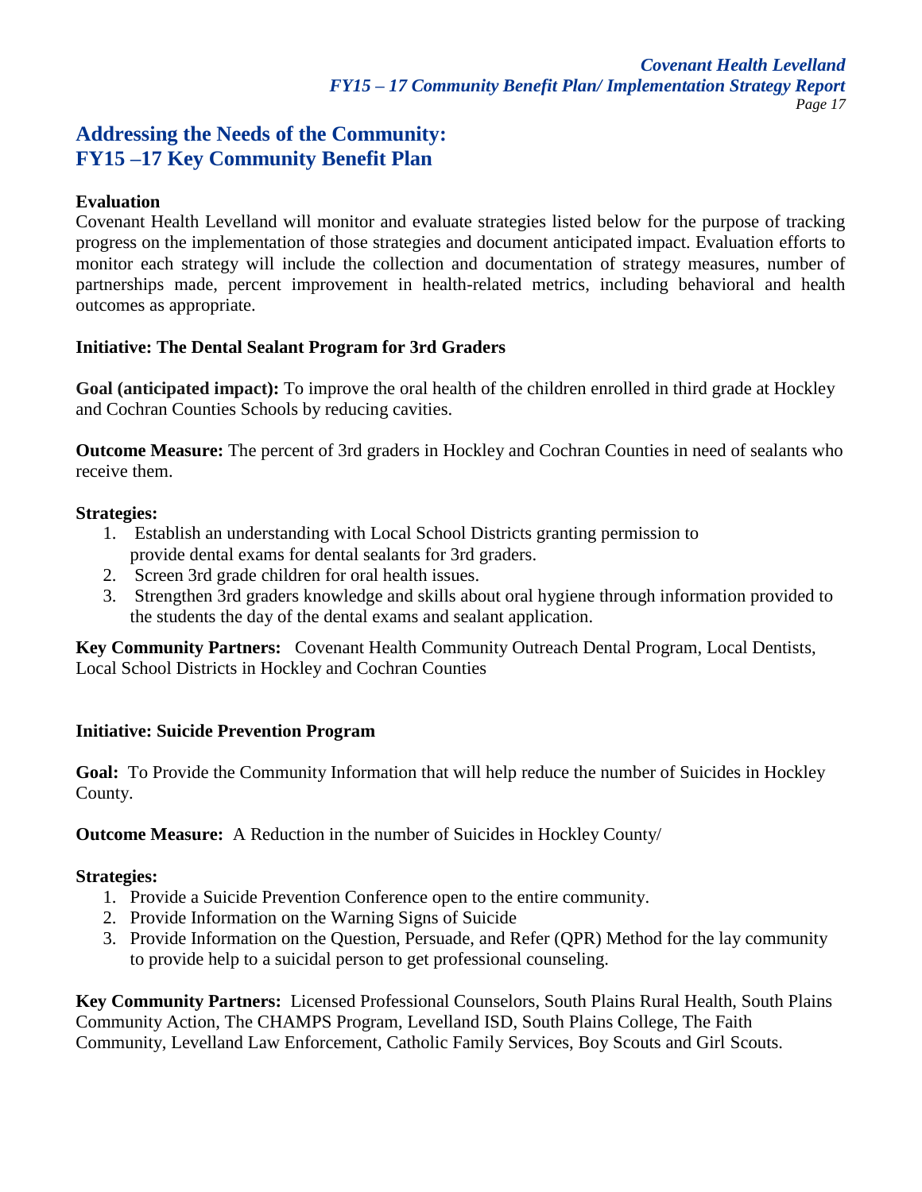## Addressing the Needs of the Community: FY15 –17 Key Community Benefit Plan

**Evaluation**

Covenant Health Levelland will monitor and evaluate strategies listed below for the purpose of tracking progress on the implementation of those strategies and document anticipated impact. Evaluation efforts to monitor each strategy will include the collection and documentation of strategy measures, number of partnerships made, percent improvement in health-related metrics, including behavioral and health outcomes as appropriate.

**Initiative: The Dental Sealant Program for 3rd Graders**

**Goal (anticipated impact):** To improve the oral health of the children enrolled in third grade at Hockley and Cochran Counties Schools by reducing cavities.

**Outcome Measure:** The percent of 3rd graders in Hockley and Cochran Counties in need of sealants who receive them.

**Strategies:**

1. Establish an understanding with Local School Districts granting permission to provide dental exams for dental sealants for 3rd graders.
2. Screen 3rd grade children for oral health issues.
3. Strengthen 3rd graders knowledge and skills about oral hygiene through information provided to the students the day of the dental exams and sealant application.

**Key Community Partners:** Covenant Health Community Outreach Dental Program, Local Dentists, Local School Districts in Hockley and Cochran Counties

**Initiative: Suicide Prevention Program**

**Goal:** To Provide the Community Information that will help reduce the number of Suicides in Hockley County.

**Outcome Measure:** A Reduction in the number of Suicides in Hockley County/

**Strategies:**

1. Provide a Suicide Prevention Conference open to the entire community.
2. Provide Information on the Warning Signs of Suicide
3. Provide Information on the Question, Persuade, and Refer (QPR) Method for the lay community to provide help to a suicidal person to get professional counseling.

**Key Community Partners:** Licensed Professional Counselors, South Plains Rural Health, South Plains Community Action, The CHAMPS Program, Levelland ISD, South Plains College, The Faith Community, Levelland Law Enforcement, Catholic Family Services, Boy Scouts and Girl Scouts.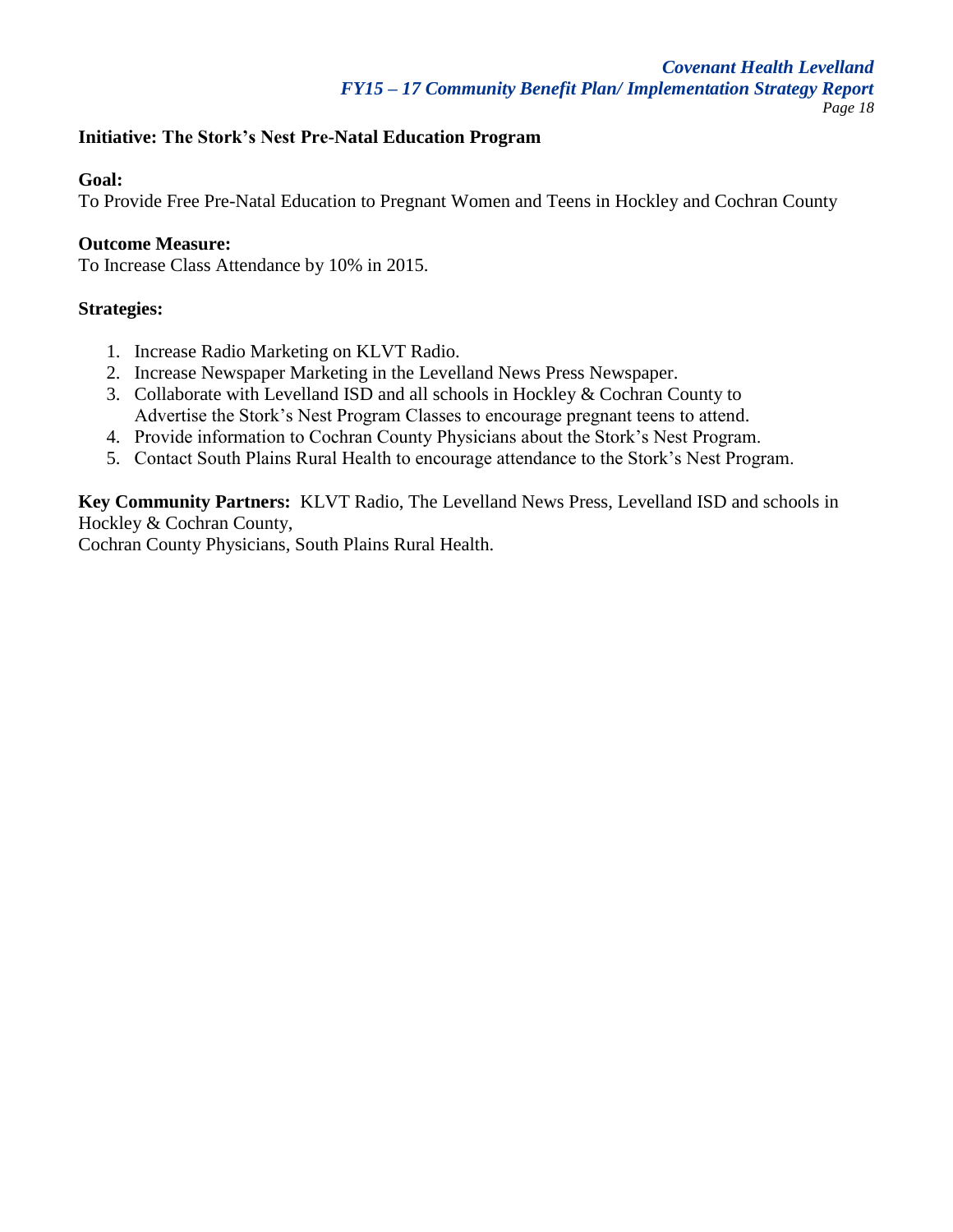**Initiative: The Stork's Nest Pre-Natal Education Program**

**Goal:**
To Provide Free Pre-Natal Education to Pregnant Women and Teens in Hockley and Cochran County

**Outcome Measure:**
To Increase Class Attendance by 10% in 2015.

**Strategies:**

1. Increase Radio Marketing on KLVT Radio.
2. Increase Newspaper Marketing in the Levelland News Press Newspaper.
3. Collaborate with Levelland ISD and all schools in Hockley & Cochran County to Advertise the Stork's Nest Program Classes to encourage pregnant teens to attend.
4. Provide information to Cochran County Physicians about the Stork's Nest Program.
5. Contact South Plains Rural Health to encourage attendance to the Stork's Nest Program.

**Key Community Partners:** KLVT Radio, The Levelland News Press, Levelland ISD and schools in Hockley & Cochran County,
Cochran County Physicians, South Plains Rural Health.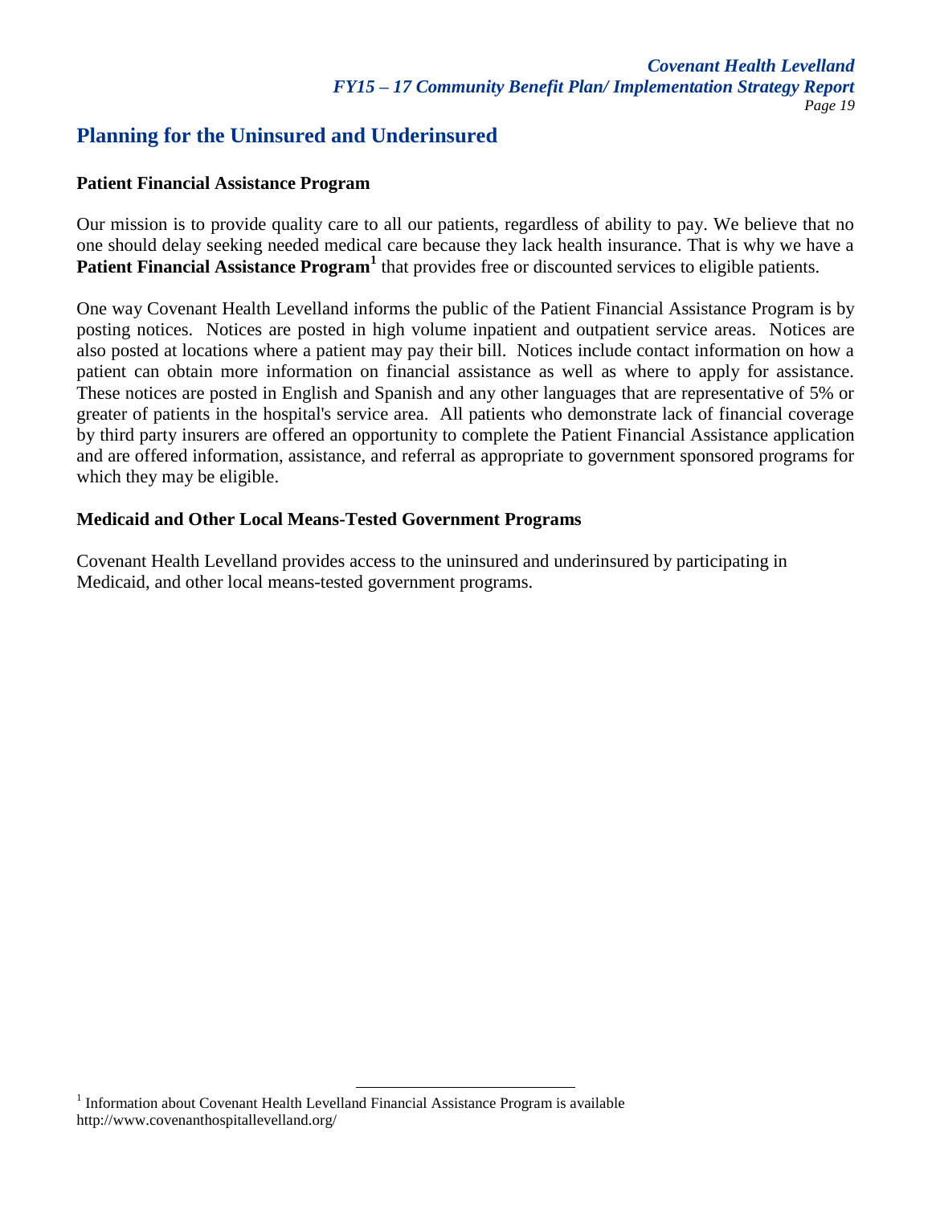## Planning for the Uninsured and Underinsured

### Patient Financial Assistance Program

Our mission is to provide quality care to all our patients, regardless of ability to pay. We believe that no one should delay seeking needed medical care because they lack health insurance. That is why we have a **Patient Financial Assistance Program**[1] that provides free or discounted services to eligible patients.

One way Covenant Health Levelland informs the public of the Patient Financial Assistance Program is by posting notices. Notices are posted in high volume inpatient and outpatient service areas. Notices are also posted at locations where a patient may pay their bill. Notices include contact information on how a patient can obtain more information on financial assistance as well as where to apply for assistance. These notices are posted in English and Spanish and any other languages that are representative of 5% or greater of patients in the hospital's service area. All patients who demonstrate lack of financial coverage by third party insurers are offered an opportunity to complete the Patient Financial Assistance application and are offered information, assistance, and referral as appropriate to government sponsored programs for which they may be eligible.

### Medicaid and Other Local Means-Tested Government Programs

Covenant Health Levelland provides access to the uninsured and underinsured by participating in Medicaid, and other local means-tested government programs.

---

[1] Information about Covenant Health Levelland Financial Assistance Program is available http://www.covenanthospitallevelland.org/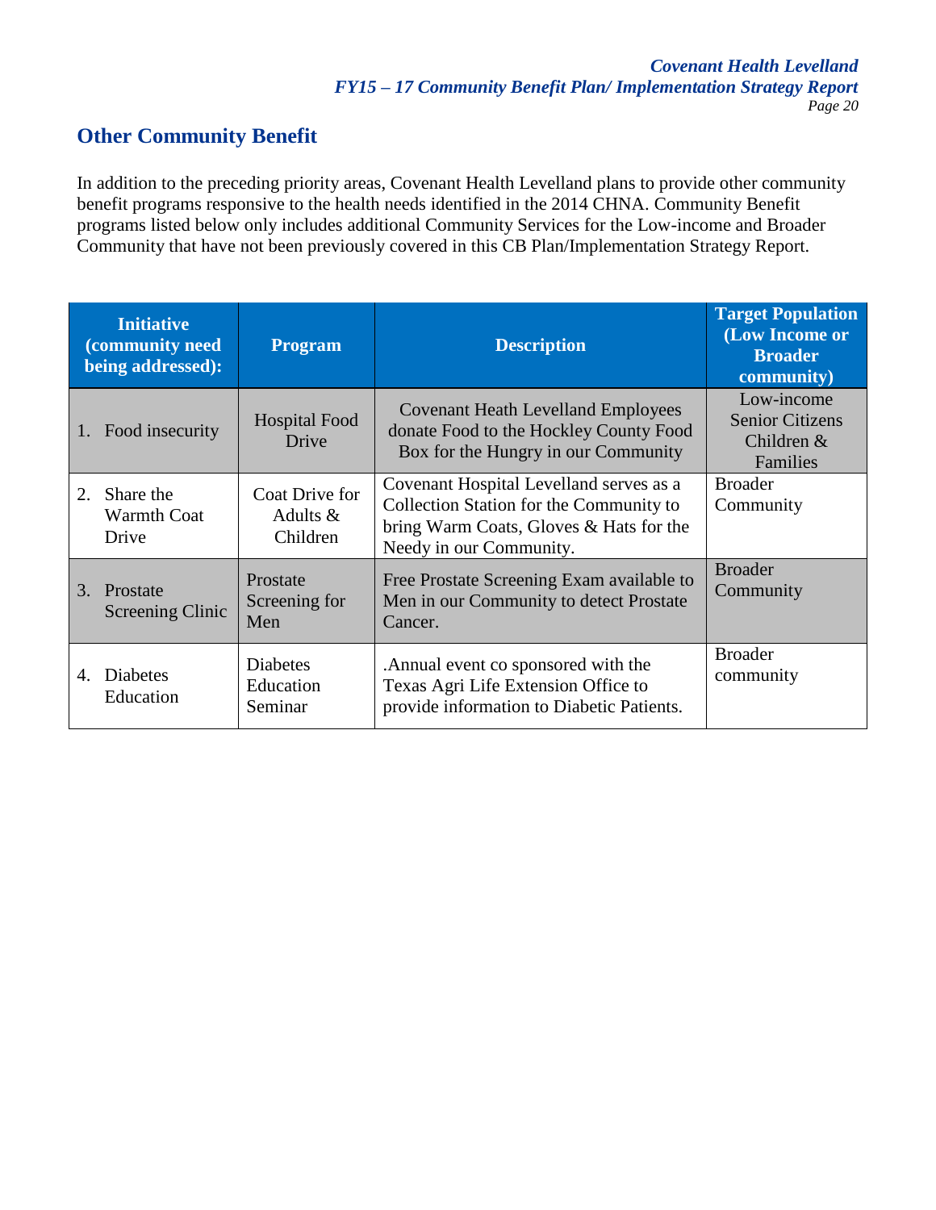## Other Community Benefit

In addition to the preceding priority areas, Covenant Health Levelland plans to provide other community benefit programs responsive to the health needs identified in the 2014 CHNA. Community Benefit programs listed below only includes additional Community Services for the Low-income and Broader Community that have not been previously covered in this CB Plan/Implementation Strategy Report.

| Initiative (community need being addressed): | Program | Description | Target Population (Low Income or Broader community) |
|---|---|---|---|
| 1. Food insecurity | Hospital Food Drive | Covenant Heath Levelland Employees donate Food to the Hockley County Food Box for the Hungry in our Community | Low-income Senior Citizens Children & Families |
| 2. Share the Warmth Coat Drive | Coat Drive for Adults & Children | Covenant Hospital Levelland serves as a Collection Station for the Community to bring Warm Coats, Gloves & Hats for the Needy in our Community. | Broader Community |
| 3. Prostate Screening Clinic | Prostate Screening for Men | Free Prostate Screening Exam available to Men in our Community to detect Prostate Cancer. | Broader Community |
| 4. Diabetes Education | Diabetes Education Seminar | .Annual event co sponsored with the Texas Agri Life Extension Office to provide information to Diabetic Patients. | Broader community |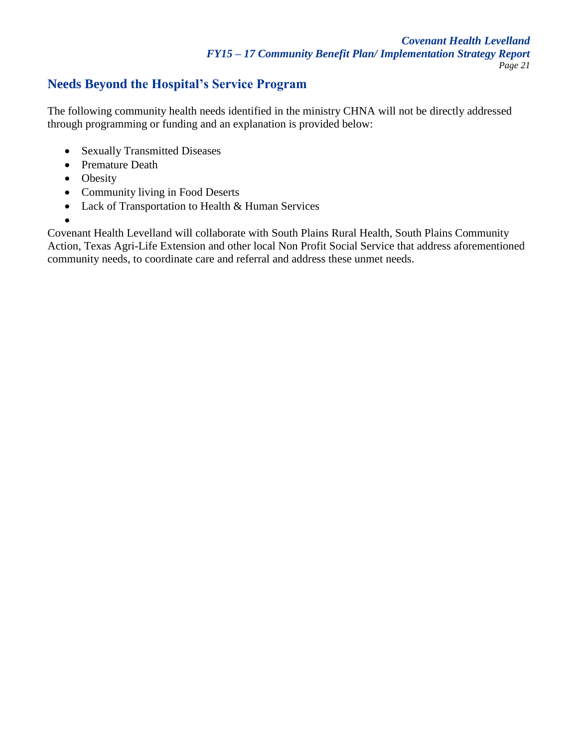## Needs Beyond the Hospital's Service Program

The following community health needs identified in the ministry CHNA will not be directly addressed through programming or funding and an explanation is provided below:

- Sexually Transmitted Diseases
- Premature Death
- Obesity
- Community living in Food Deserts
- Lack of Transportation to Health & Human Services

Covenant Health Levelland will collaborate with South Plains Rural Health, South Plains Community Action, Texas Agri-Life Extension and other local Non Profit Social Service that address aforementioned community needs, to coordinate care and referral and address these unmet needs.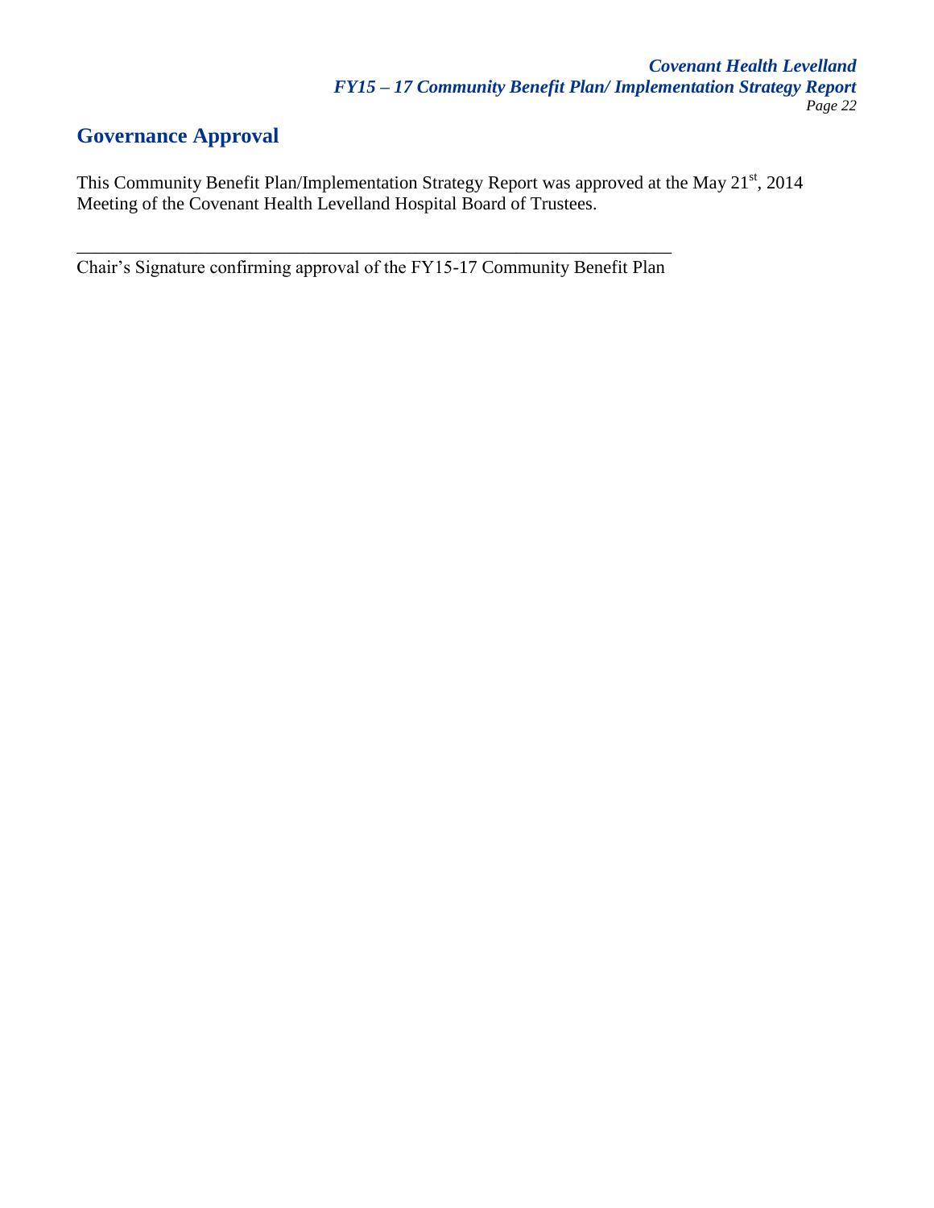## Governance Approval

This Community Benefit Plan/Implementation Strategy Report was approved at the May 21st, 2014 Meeting of the Covenant Health Levelland Hospital Board of Trustees.

_______________________________________________________________

Chair's Signature confirming approval of the FY15-17 Community Benefit Plan